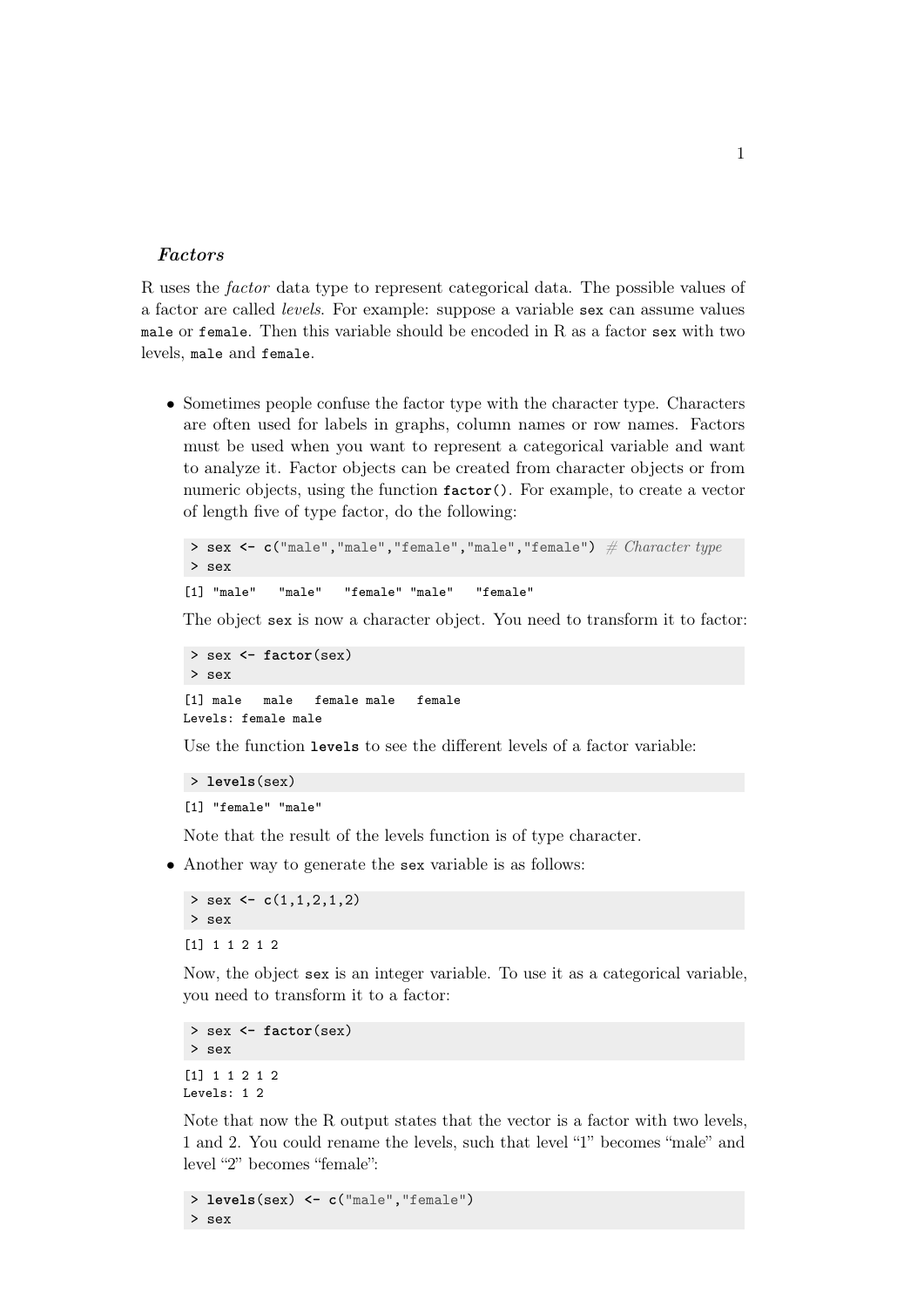### *Factors*

R uses the *factor* data type to represent categorical data. The possible values of a factor are called *levels*. For example: suppose a variable `sex` can assume values `male` or `female`. Then this variable should be encoded in R as a factor `sex` with two levels, `male` and `female`.

- Sometimes people confuse the factor type with the character type. Characters are often used for labels in graphs, column names or row names. Factors must be used when you want to represent a categorical variable and want to analyze it. Factor objects can be created from character objects or from numeric objects, using the function `factor()`. For example, to create a vector of length five of type factor, do the following:

  ```
  > sex <- c("male","male","female","male","female") # Character type
  > sex
  ```

  ```
  [1] "male"   "male"   "female" "male"   "female"
  ```

  The object `sex` is now a character object. You need to transform it to factor:

  ```
  > sex <- factor(sex)
  > sex
  ```

  ```
  [1] male   male   female male   female
  Levels: female male
  ```

  Use the function `levels` to see the different levels of a factor variable:

  ```
  > levels(sex)
  ```

  ```
  [1] "female" "male"
  ```

  Note that the result of the levels function is of type character.

- Another way to generate the `sex` variable is as follows:

  ```
  > sex <- c(1,1,2,1,2)
  > sex
  ```

  ```
  [1] 1 1 2 1 2
  ```

  Now, the object `sex` is an integer variable. To use it as a categorical variable, you need to transform it to a factor:

  ```
  > sex <- factor(sex)
  > sex
  ```

  ```
  [1] 1 1 2 1 2
  Levels: 1 2
  ```

  Note that now the R output states that the vector is a factor with two levels, 1 and 2. You could rename the levels, such that level "1" becomes "male" and level "2" becomes "female":

  ```
  > levels(sex) <- c("male","female")
  > sex
  ```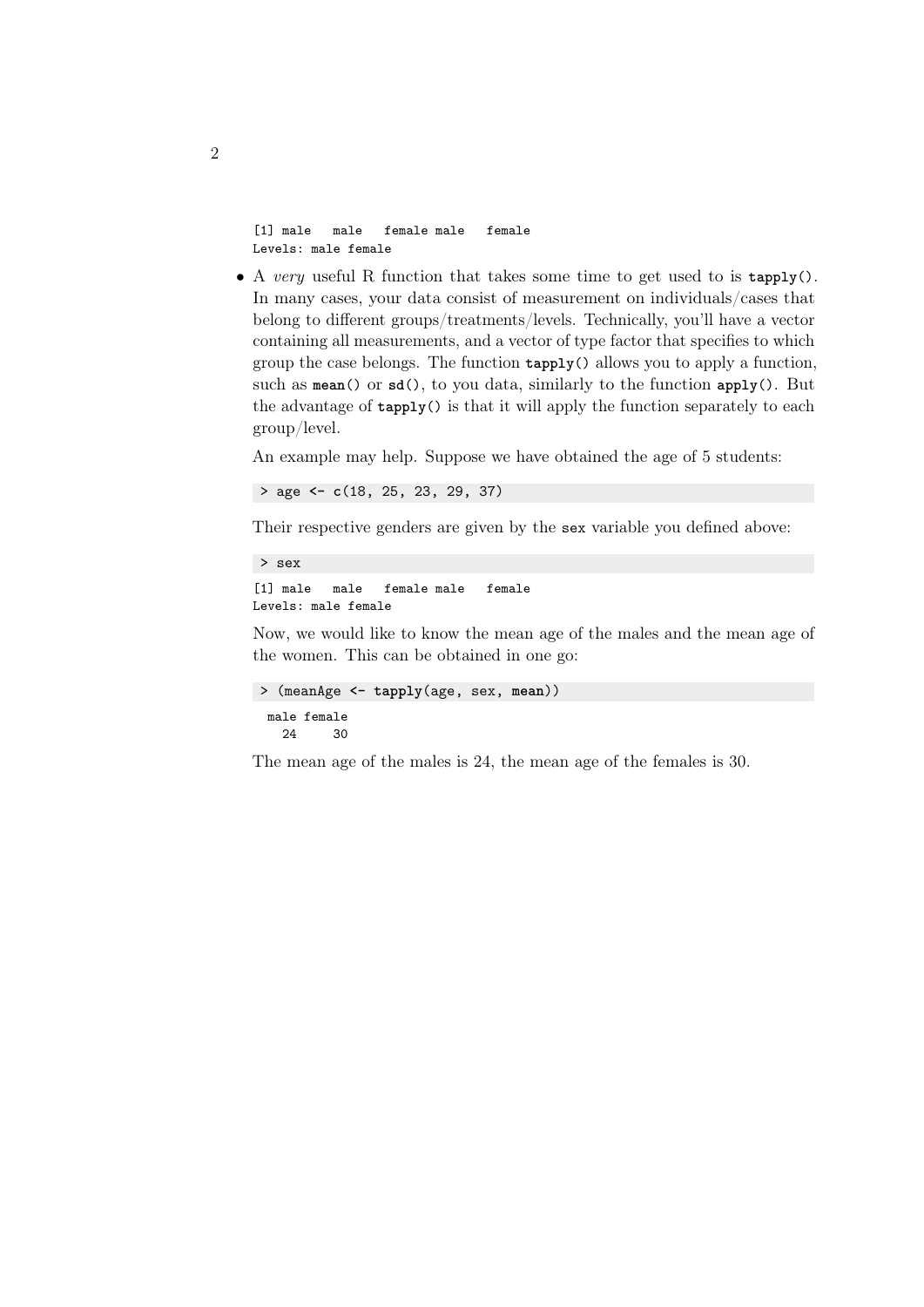```
[1] male   male   female male   female
Levels: male female
```

- A *very* useful R function that takes some time to get used to is `tapply()`. In many cases, your data consist of measurement on individuals/cases that belong to different groups/treatments/levels. Technically, you'll have a vector containing all measurements, and a vector of type factor that specifies to which group the case belongs. The function `tapply()` allows you to apply a function, such as `mean()` or `sd()`, to you data, similarly to the function `apply()`. But the advantage of `tapply()` is that it will apply the function separately to each group/level.

  An example may help. Suppose we have obtained the age of 5 students:

  ```
  > age <- c(18, 25, 23, 29, 37)
  ```

  Their respective genders are given by the `sex` variable you defined above:

  ```
  > sex
  [1] male   male   female male   female
  Levels: male female
  ```

  Now, we would like to know the mean age of the males and the mean age of the women. This can be obtained in one go:

  ```
  > (meanAge <- tapply(age, sex, mean))
    male female
      24     30
  ```

  The mean age of the males is 24, the mean age of the females is 30.